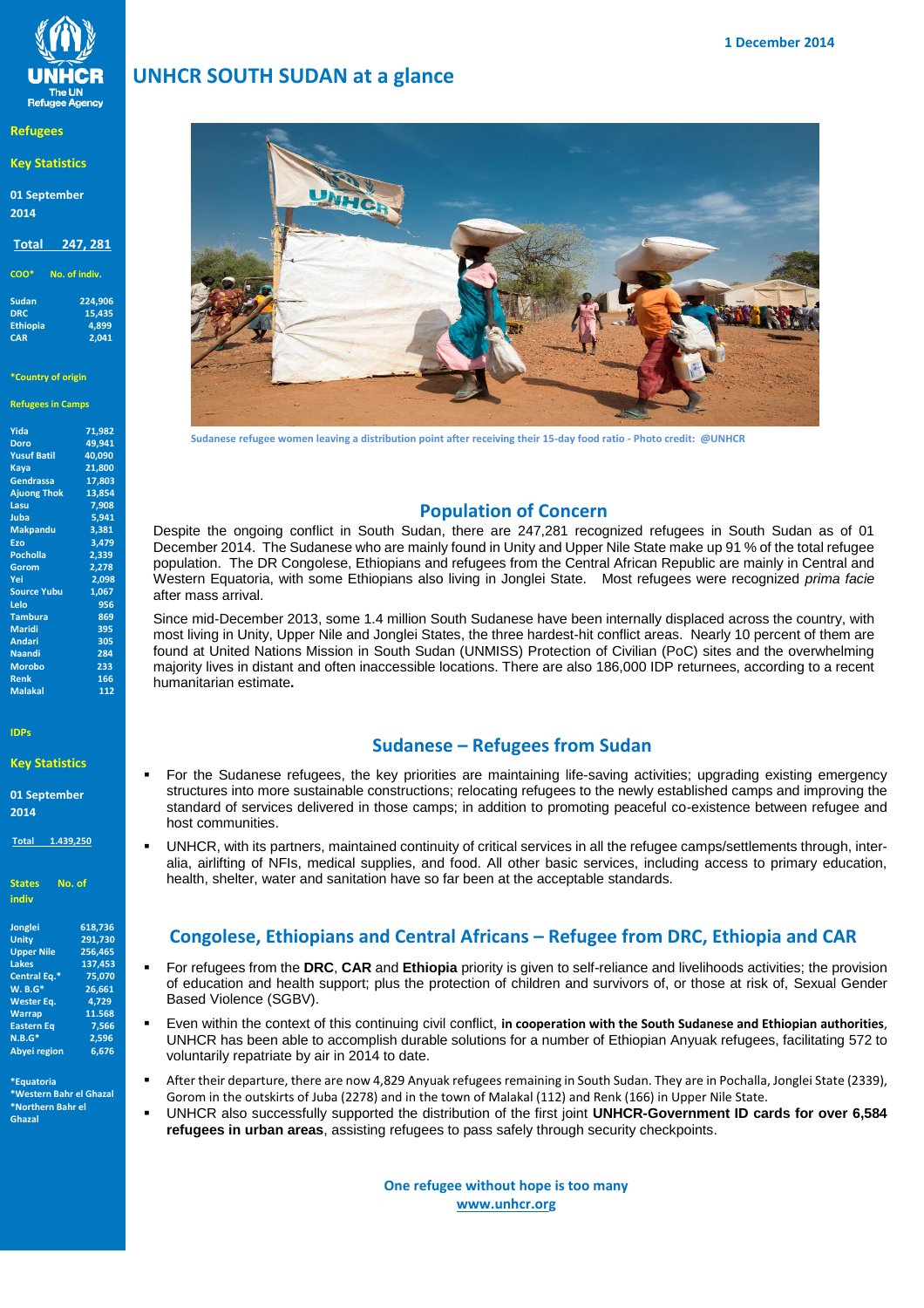1 December 2014

# UNHCR SOUTH SUDAN at a glance

## Refugees

### Key Statistics

**01 September 2014**

**Total 247, 281**

| COO* | No. of indiv. |
|---|---|
| Sudan | 224,906 |
| DRC | 15,435 |
| Ethiopia | 4,899 |
| CAR | 2,041 |

*Country of origin

**Refugees in Camps**

| Camp | No. of indiv. |
|---|---|
| Yida | 71,982 |
| Doro | 49,941 |
| Yusuf Batil | 40,090 |
| Kaya | 21,800 |
| Gendrassa | 17,803 |
| Ajuong Thok | 13,854 |
| Lasu | 7,908 |
| Juba | 5,941 |
| Makpandu | 3,381 |
| Ezo | 3,479 |
| Pochalla | 2,339 |
| Gorom | 2,278 |
| Yei | 2,098 |
| Source Yubu | 1,067 |
| Lelo | 956 |
| Tambura | 869 |
| Maridi | 395 |
| Andari | 305 |
| Naandi | 284 |
| Morobo | 233 |
| Renk | 166 |
| Malakal | 112 |

## IDPs

### Key Statistics

**01 September 2014**

**Total 1.439,250**

| States | No. of indiv |
|---|---|
| Jonglei | 618,736 |
| Unity | 291,730 |
| Upper Nile | 256,465 |
| Lakes | 137,453 |
| Central Eq.* | 75,070 |
| W. B.G* | 26,661 |
| Wester Eq. | 4,729 |
| Warrap | 11.568 |
| Eastern Eq | 7,566 |
| N.B.G* | 2,596 |
| Abyei region | 6,676 |

*Equatoria
*Western Bahr el Ghazal
*Northern Bahr el Ghazal

Sudanese refugee women leaving a distribution point after receiving their 15-day food ratio - Photo credit: @UNHCR

## Population of Concern

Despite the ongoing conflict in South Sudan, there are 247,281 recognized refugees in South Sudan as of 01 December 2014. The Sudanese who are mainly found in Unity and Upper Nile State make up 91 % of the total refugee population. The DR Congolese, Ethiopians and refugees from the Central African Republic are mainly in Central and Western Equatoria, with some Ethiopians also living in Jonglei State. Most refugees were recognized *prima facie* after mass arrival.

Since mid-December 2013, some 1.4 million South Sudanese have been internally displaced across the country, with most living in Unity, Upper Nile and Jonglei States, the three hardest-hit conflict areas. Nearly 10 percent of them are found at United Nations Mission in South Sudan (UNMISS) Protection of Civilian (PoC) sites and the overwhelming majority lives in distant and often inaccessible locations. There are also 186,000 IDP returnees, according to a recent humanitarian estimate**.**

## Sudanese – Refugees from Sudan

- For the Sudanese refugees, the key priorities are maintaining life-saving activities; upgrading existing emergency structures into more sustainable constructions; relocating refugees to the newly established camps and improving the standard of services delivered in those camps; in addition to promoting peaceful co-existence between refugee and host communities.
- UNHCR, with its partners, maintained continuity of critical services in all the refugee camps/settlements through, inter-alia, airlifting of NFIs, medical supplies, and food. All other basic services, including access to primary education, health, shelter, water and sanitation have so far been at the acceptable standards.

## Congolese, Ethiopians and Central Africans – Refugee from DRC, Ethiopia and CAR

- For refugees from the **DRC**, **CAR** and **Ethiopia** priority is given to self-reliance and livelihoods activities; the provision of education and health support; plus the protection of children and survivors of, or those at risk of, Sexual Gender Based Violence (SGBV).
- Even within the context of this continuing civil conflict, **in cooperation with the South Sudanese and Ethiopian authorities**, UNHCR has been able to accomplish durable solutions for a number of Ethiopian Anyuak refugees, facilitating 572 to voluntarily repatriate by air in 2014 to date.
- After their departure, there are now 4,829 Anyuak refugees remaining in South Sudan. They are in Pochalla, Jonglei State (2339), Gorom in the outskirts of Juba (2278) and in the town of Malakal (112) and Renk (166) in Upper Nile State.
- UNHCR also successfully supported the distribution of the first joint **UNHCR-Government ID cards for over 6,584 refugees in urban areas**, assisting refugees to pass safely through security checkpoints.

**One refugee without hope is too many**
**www.unhcr.org**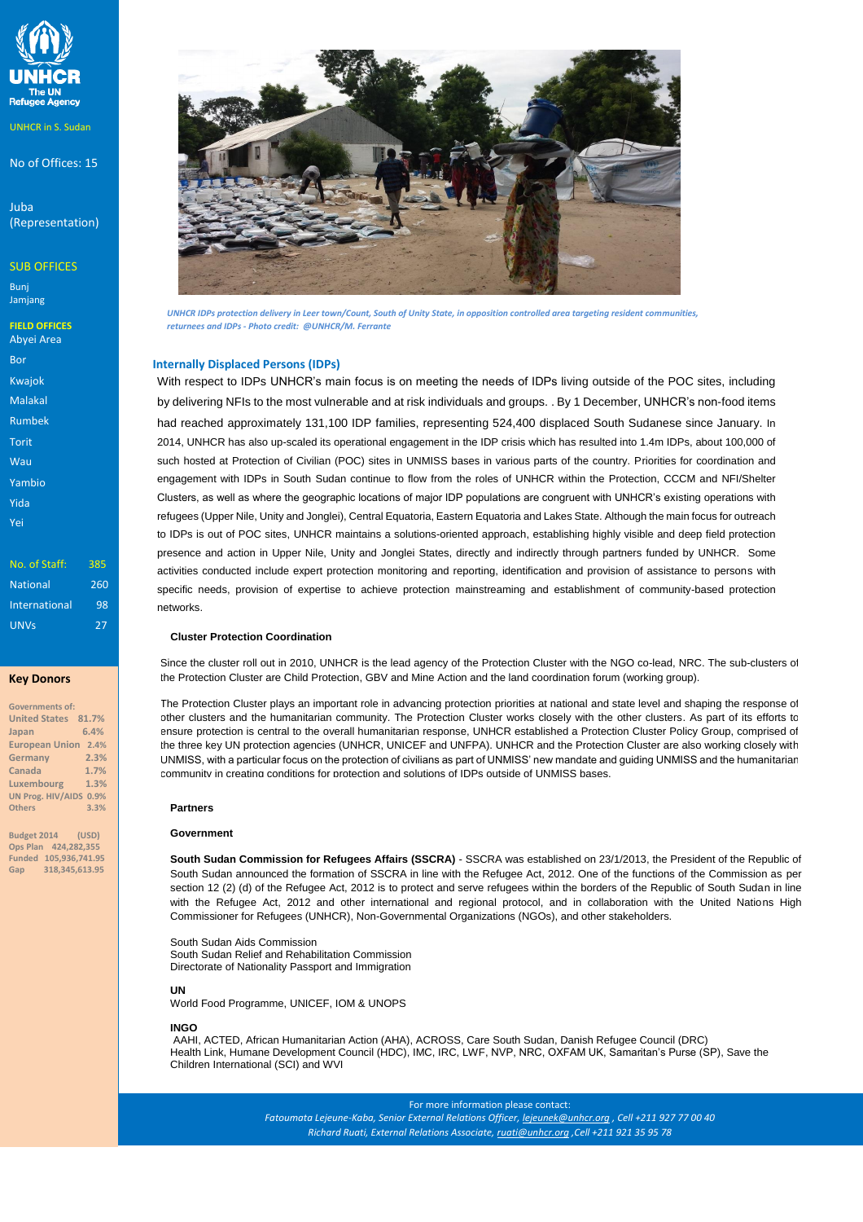UNHCR in S. Sudan

No of Offices: 15

Juba (Representation)

SUB OFFICES

Bunj
Jamjang

**FIELD OFFICES**

Abyei Area
Bor
Kwajok
Malakal
Rumbek
Torit
Wau
Yambio
Yida
Yei

| | |
|---|---|
| No. of Staff: | 385 |
| National | 260 |
| International | 98 |
| UNVs | 27 |

**Key Donors**

Governments of:

| | |
|---|---|
| United States | 81.7% |
| Japan | 6.4% |
| European Union | 2.4% |
| Germany | 2.3% |
| Canada | 1.7% |
| Luxembourg | 1.3% |
| UN Prog. HIV/AIDS | 0.9% |
| Others | 3.3% |

| Budget 2014 | (USD) |
|---|---|
| Ops Plan | 424,282,355 |
| Funded | 105,936,741.95 |
| Gap | 318,345,613.95 |

*UNHCR IDPs protection delivery in Leer town/Count, South of Unity State, in opposition controlled area targeting resident communities, returnees and IDPs - Photo credit: @UNHCR/M. Ferrante*

## Internally Displaced Persons (IDPs)

With respect to IDPs UNHCR's main focus is on meeting the needs of IDPs living outside of the POC sites, including by delivering NFIs to the most vulnerable and at risk individuals and groups. . By 1 December, UNHCR's non-food items had reached approximately 131,100 IDP families, representing 524,400 displaced South Sudanese since January. In 2014, UNHCR has also up-scaled its operational engagement in the IDP crisis which has resulted into 1.4m IDPs, about 100,000 of such hosted at Protection of Civilian (POC) sites in UNMISS bases in various parts of the country. Priorities for coordination and engagement with IDPs in South Sudan continue to flow from the roles of UNHCR within the Protection, CCCM and NFI/Shelter Clusters, as well as where the geographic locations of major IDP populations are congruent with UNHCR's existing operations with refugees (Upper Nile, Unity and Jonglei), Central Equatoria, Eastern Equatoria and Lakes State. Although the main focus for outreach to IDPs is out of POC sites, UNHCR maintains a solutions-oriented approach, establishing highly visible and deep field protection presence and action in Upper Nile, Unity and Jonglei States, directly and indirectly through partners funded by UNHCR. Some activities conducted include expert protection monitoring and reporting, identification and provision of assistance to persons with specific needs, provision of expertise to achieve protection mainstreaming and establishment of community-based protection networks.

### Cluster Protection Coordination

Since the cluster roll out in 2010, UNHCR is the lead agency of the Protection Cluster with the NGO co-lead, NRC. The sub-clusters of the Protection Cluster are Child Protection, GBV and Mine Action and the land coordination forum (working group).

The Protection Cluster plays an important role in advancing protection priorities at national and state level and shaping the response of other clusters and the humanitarian community. The Protection Cluster works closely with the other clusters. As part of its efforts to ensure protection is central to the overall humanitarian response, UNHCR established a Protection Cluster Policy Group, comprised of the three key UN protection agencies (UNHCR, UNICEF and UNFPA). UNHCR and the Protection Cluster are also working closely with UNMISS, with a particular focus on the protection of civilians as part of UNMISS' new mandate and guiding UNMISS and the humanitarian community in creating conditions for protection and solutions of IDPs outside of UNMISS bases.

### Partners

**Government**

**South Sudan Commission for Refugees Affairs (SSCRA)** - SSCRA was established on 23/1/2013, the President of the Republic of South Sudan announced the formation of SSCRA in line with the Refugee Act, 2012. One of the functions of the Commission as per section 12 (2) (d) of the Refugee Act, 2012 is to protect and serve refugees within the borders of the Republic of South Sudan in line with the Refugee Act, 2012 and other international and regional protocol, and in collaboration with the United Nations High Commissioner for Refugees (UNHCR), Non-Governmental Organizations (NGOs), and other stakeholders.

South Sudan Aids Commission
South Sudan Relief and Rehabilitation Commission
Directorate of Nationality Passport and Immigration

**UN**

World Food Programme, UNICEF, IOM & UNOPS

**INGO**

AAHI, ACTED, African Humanitarian Action (AHA), ACROSS, Care South Sudan, Danish Refugee Council (DRC)
Health Link, Humane Development Council (HDC), IMC, IRC, LWF, NVP, NRC, OXFAM UK, Samaritan's Purse (SP), Save the Children International (SCI) and WVI

For more information please contact:
*Fatoumata Lejeune-Kaba, Senior External Relations Officer, lejeunek@unhcr.org , Cell +211 927 77 00 40*
*Richard Ruati, External Relations Associate, ruati@unhcr.org ,Cell +211 921 35 95 78*